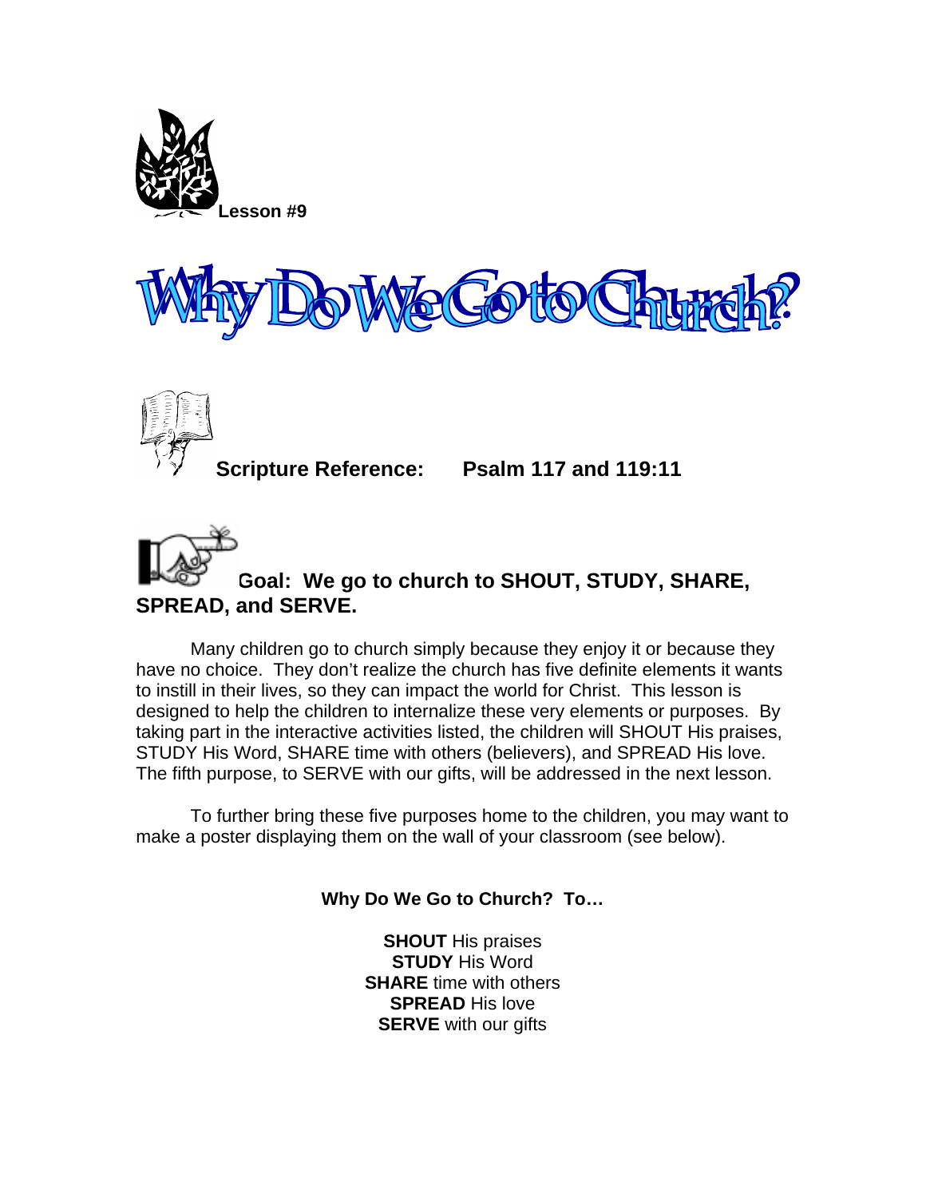Lesson #9

# Why Do We Go to Church?

**Scripture Reference: Psalm 117 and 119:11**

**Goal: We go to church to SHOUT, STUDY, SHARE, SPREAD, and SERVE.**

Many children go to church simply because they enjoy it or because they have no choice. They don't realize the church has five definite elements it wants to instill in their lives, so they can impact the world for Christ. This lesson is designed to help the children to internalize these very elements or purposes. By taking part in the interactive activities listed, the children will SHOUT His praises, STUDY His Word, SHARE time with others (believers), and SPREAD His love. The fifth purpose, to SERVE with our gifts, will be addressed in the next lesson.

To further bring these five purposes home to the children, you may want to make a poster displaying them on the wall of your classroom (see below).

**Why Do We Go to Church? To…**

**SHOUT** His praises
**STUDY** His Word
**SHARE** time with others
**SPREAD** His love
**SERVE** with our gifts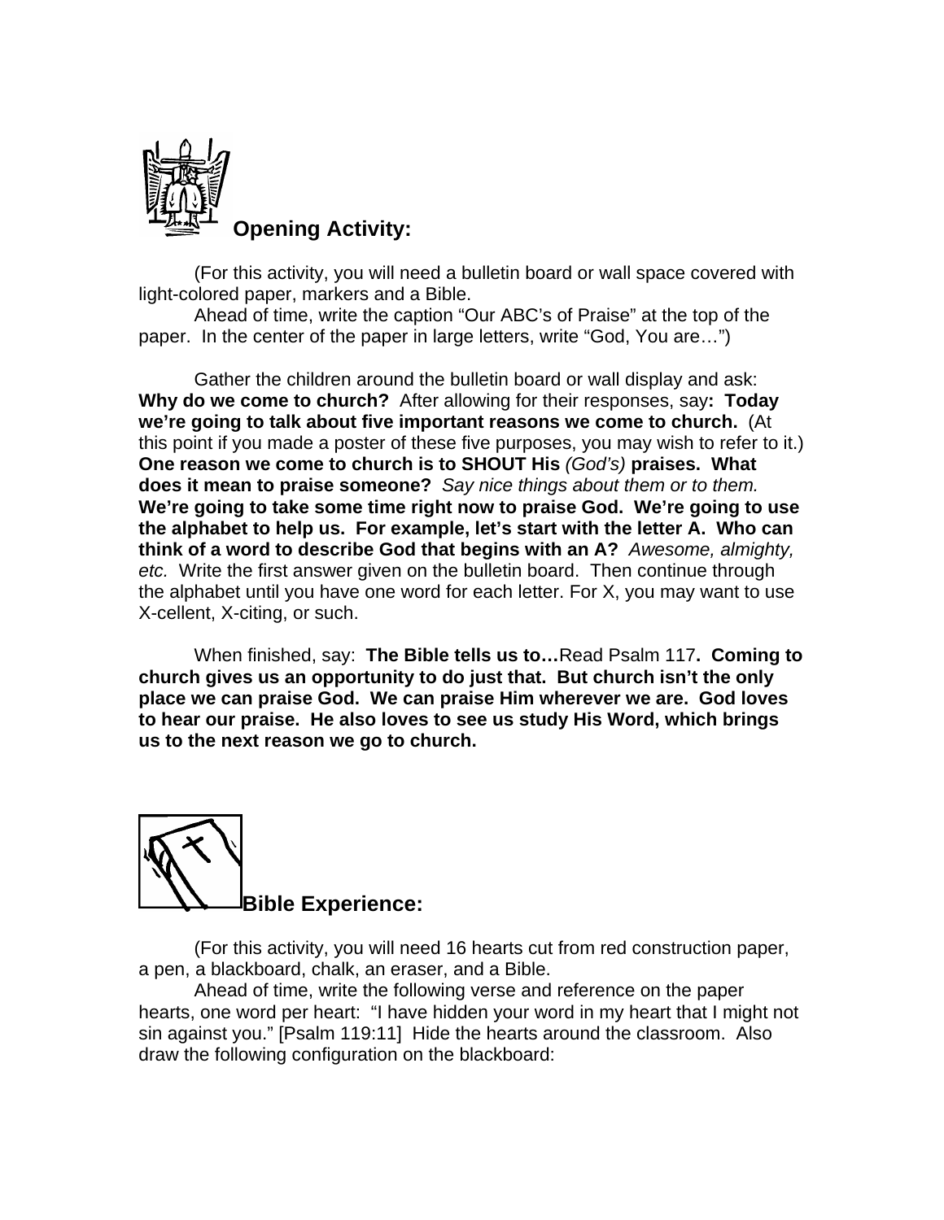## Opening Activity:

(For this activity, you will need a bulletin board or wall space covered with light-colored paper, markers and a Bible.

Ahead of time, write the caption "Our ABC's of Praise" at the top of the paper. In the center of the paper in large letters, write "God, You are…")

Gather the children around the bulletin board or wall display and ask: **Why do we come to church?** After allowing for their responses, say**: Today we're going to talk about five important reasons we come to church.** (At this point if you made a poster of these five purposes, you may wish to refer to it.) **One reason we come to church is to SHOUT His** *(God's)* **praises. What does it mean to praise someone?** *Say nice things about them or to them.* **We're going to take some time right now to praise God. We're going to use the alphabet to help us. For example, let's start with the letter A. Who can think of a word to describe God that begins with an A?** *Awesome, almighty, etc.* Write the first answer given on the bulletin board. Then continue through the alphabet until you have one word for each letter. For X, you may want to use X-cellent, X-citing, or such.

When finished, say: **The Bible tells us to…**Read Psalm 117**. Coming to church gives us an opportunity to do just that. But church isn't the only place we can praise God. We can praise Him wherever we are. God loves to hear our praise. He also loves to see us study His Word, which brings us to the next reason we go to church.**

## Bible Experience:

(For this activity, you will need 16 hearts cut from red construction paper, a pen, a blackboard, chalk, an eraser, and a Bible.

Ahead of time, write the following verse and reference on the paper hearts, one word per heart: "I have hidden your word in my heart that I might not sin against you." [Psalm 119:11] Hide the hearts around the classroom. Also draw the following configuration on the blackboard: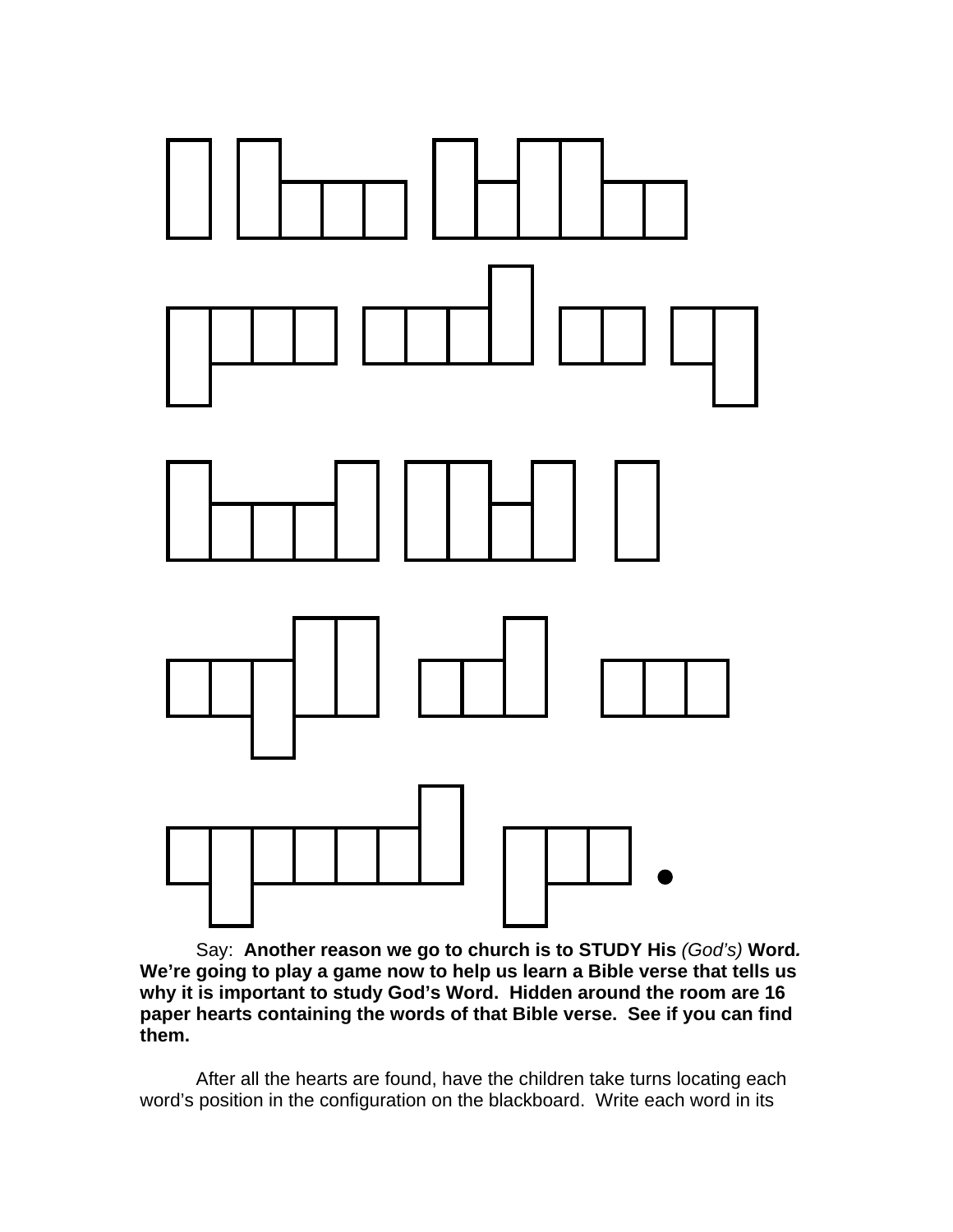Say: **Another reason we go to church is to STUDY His** *(God's)* **Word. We're going to play a game now to help us learn a Bible verse that tells us why it is important to study God's Word. Hidden around the room are 16 paper hearts containing the words of that Bible verse. See if you can find them.**

After all the hearts are found, have the children take turns locating each word's position in the configuration on the blackboard. Write each word in its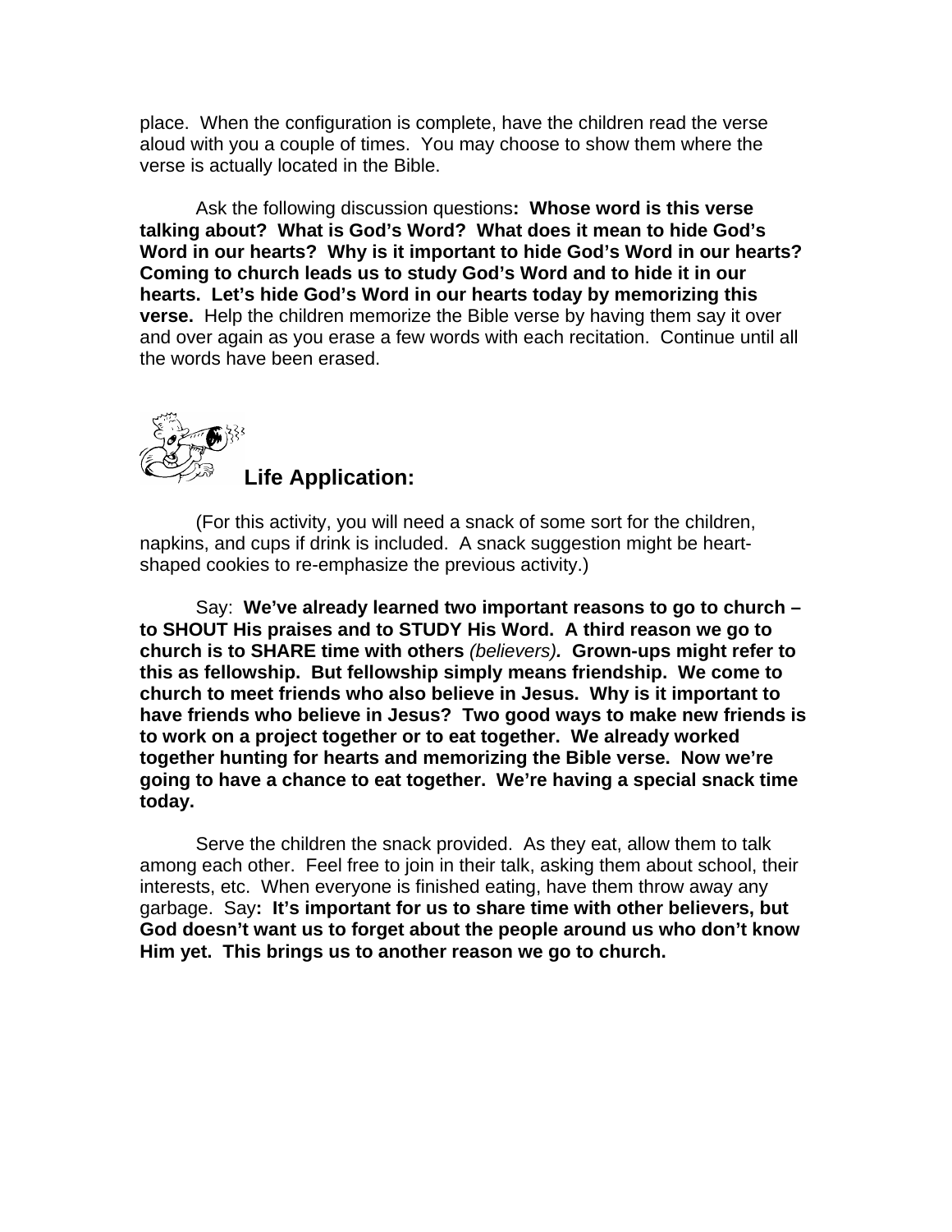place. When the configuration is complete, have the children read the verse aloud with you a couple of times. You may choose to show them where the verse is actually located in the Bible.

Ask the following discussion questions**: Whose word is this verse talking about? What is God's Word? What does it mean to hide God's Word in our hearts? Why is it important to hide God's Word in our hearts? Coming to church leads us to study God's Word and to hide it in our hearts. Let's hide God's Word in our hearts today by memorizing this verse.** Help the children memorize the Bible verse by having them say it over and over again as you erase a few words with each recitation. Continue until all the words have been erased.

### Life Application:

(For this activity, you will need a snack of some sort for the children, napkins, and cups if drink is included. A snack suggestion might be heart-shaped cookies to re-emphasize the previous activity.)

Say: **We've already learned two important reasons to go to church – to SHOUT His praises and to STUDY His Word. A third reason we go to church is to SHARE time with others** *(believers)****.*** **Grown-ups might refer to this as fellowship. But fellowship simply means friendship. We come to church to meet friends who also believe in Jesus. Why is it important to have friends who believe in Jesus? Two good ways to make new friends is to work on a project together or to eat together. We already worked together hunting for hearts and memorizing the Bible verse. Now we're going to have a chance to eat together. We're having a special snack time today.**

Serve the children the snack provided. As they eat, allow them to talk among each other. Feel free to join in their talk, asking them about school, their interests, etc. When everyone is finished eating, have them throw away any garbage. Say**: It's important for us to share time with other believers, but God doesn't want us to forget about the people around us who don't know Him yet. This brings us to another reason we go to church.**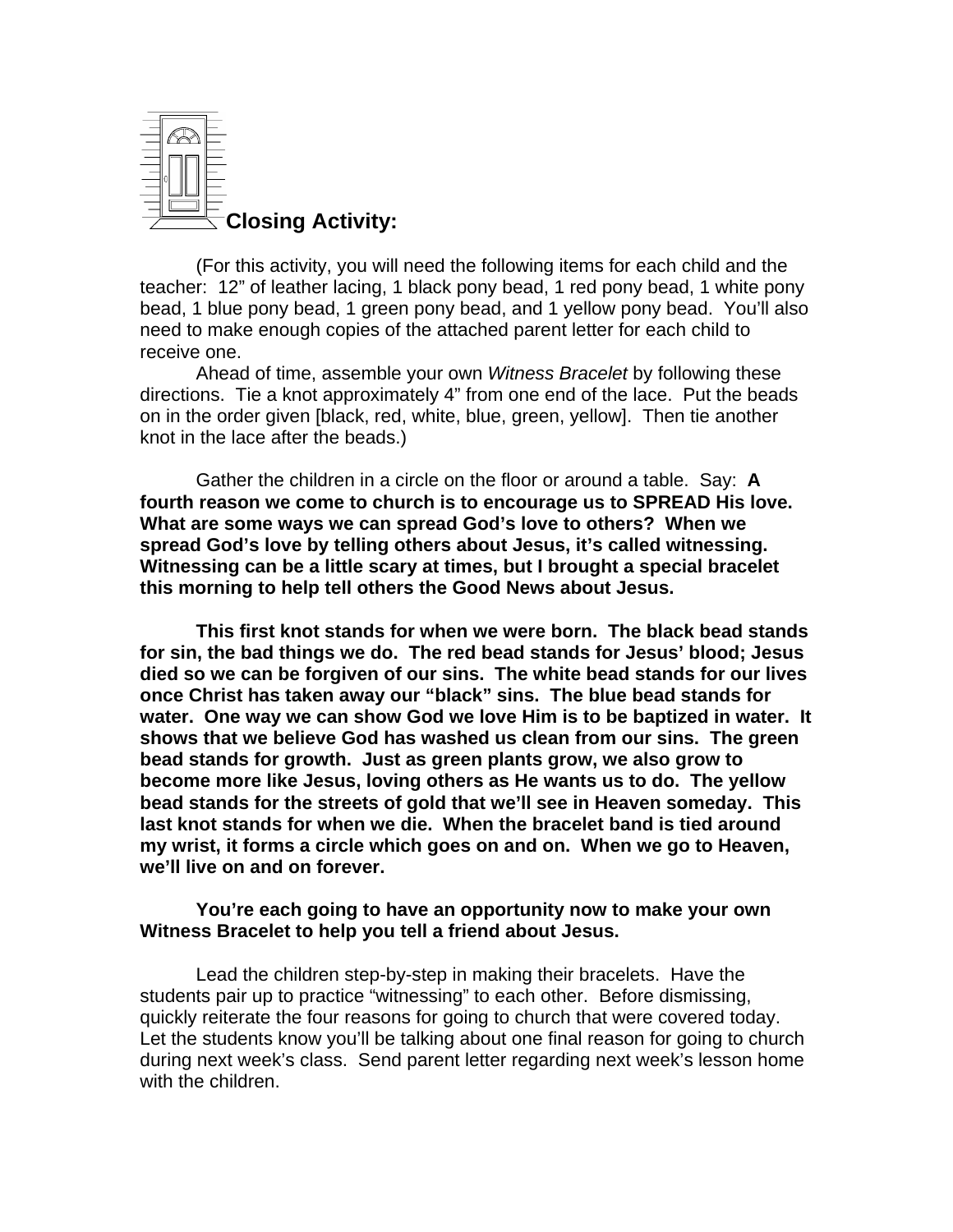## Closing Activity:

(For this activity, you will need the following items for each child and the teacher: 12" of leather lacing, 1 black pony bead, 1 red pony bead, 1 white pony bead, 1 blue pony bead, 1 green pony bead, and 1 yellow pony bead. You'll also need to make enough copies of the attached parent letter for each child to receive one.

Ahead of time, assemble your own *Witness Bracelet* by following these directions. Tie a knot approximately 4" from one end of the lace. Put the beads on in the order given [black, red, white, blue, green, yellow]. Then tie another knot in the lace after the beads.)

Gather the children in a circle on the floor or around a table. Say: **A fourth reason we come to church is to encourage us to SPREAD His love. What are some ways we can spread God's love to others? When we spread God's love by telling others about Jesus, it's called witnessing. Witnessing can be a little scary at times, but I brought a special bracelet this morning to help tell others the Good News about Jesus.**

**This first knot stands for when we were born. The black bead stands for sin, the bad things we do. The red bead stands for Jesus' blood; Jesus died so we can be forgiven of our sins. The white bead stands for our lives once Christ has taken away our "black" sins. The blue bead stands for water. One way we can show God we love Him is to be baptized in water. It shows that we believe God has washed us clean from our sins. The green bead stands for growth. Just as green plants grow, we also grow to become more like Jesus, loving others as He wants us to do. The yellow bead stands for the streets of gold that we'll see in Heaven someday. This last knot stands for when we die. When the bracelet band is tied around my wrist, it forms a circle which goes on and on. When we go to Heaven, we'll live on and on forever.**

**You're each going to have an opportunity now to make your own Witness Bracelet to help you tell a friend about Jesus.**

Lead the children step-by-step in making their bracelets. Have the students pair up to practice "witnessing" to each other. Before dismissing, quickly reiterate the four reasons for going to church that were covered today. Let the students know you'll be talking about one final reason for going to church during next week's class. Send parent letter regarding next week's lesson home with the children.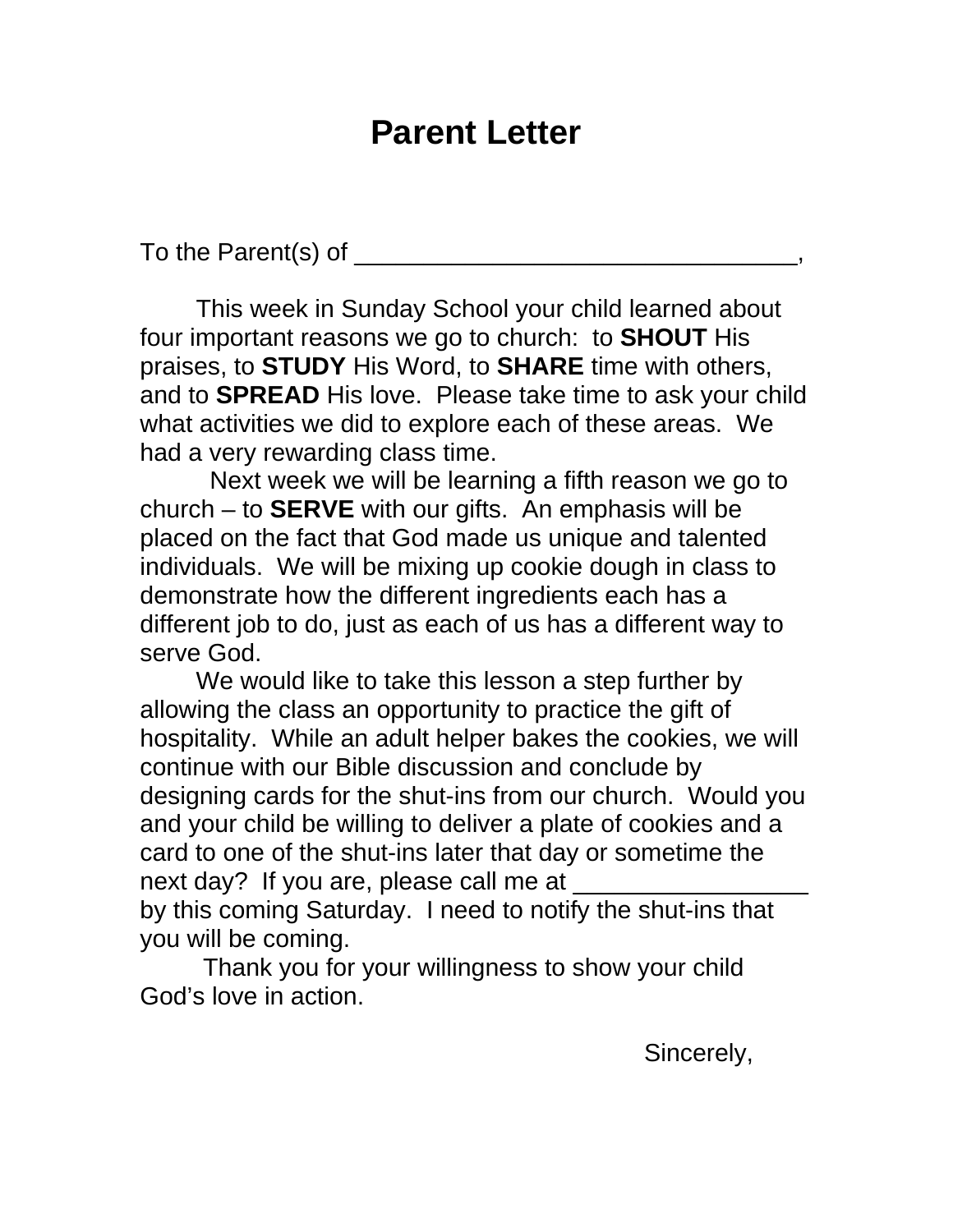# Parent Letter

To the Parent(s) of ________________________________,

This week in Sunday School your child learned about four important reasons we go to church: to **SHOUT** His praises, to **STUDY** His Word, to **SHARE** time with others, and to **SPREAD** His love. Please take time to ask your child what activities we did to explore each of these areas. We had a very rewarding class time.

Next week we will be learning a fifth reason we go to church – to **SERVE** with our gifts. An emphasis will be placed on the fact that God made us unique and talented individuals. We will be mixing up cookie dough in class to demonstrate how the different ingredients each has a different job to do, just as each of us has a different way to serve God.

We would like to take this lesson a step further by allowing the class an opportunity to practice the gift of hospitality. While an adult helper bakes the cookies, we will continue with our Bible discussion and conclude by designing cards for the shut-ins from our church. Would you and your child be willing to deliver a plate of cookies and a card to one of the shut-ins later that day or sometime the next day? If you are, please call me at _________________ by this coming Saturday. I need to notify the shut-ins that you will be coming.

Thank you for your willingness to show your child God's love in action.

Sincerely,